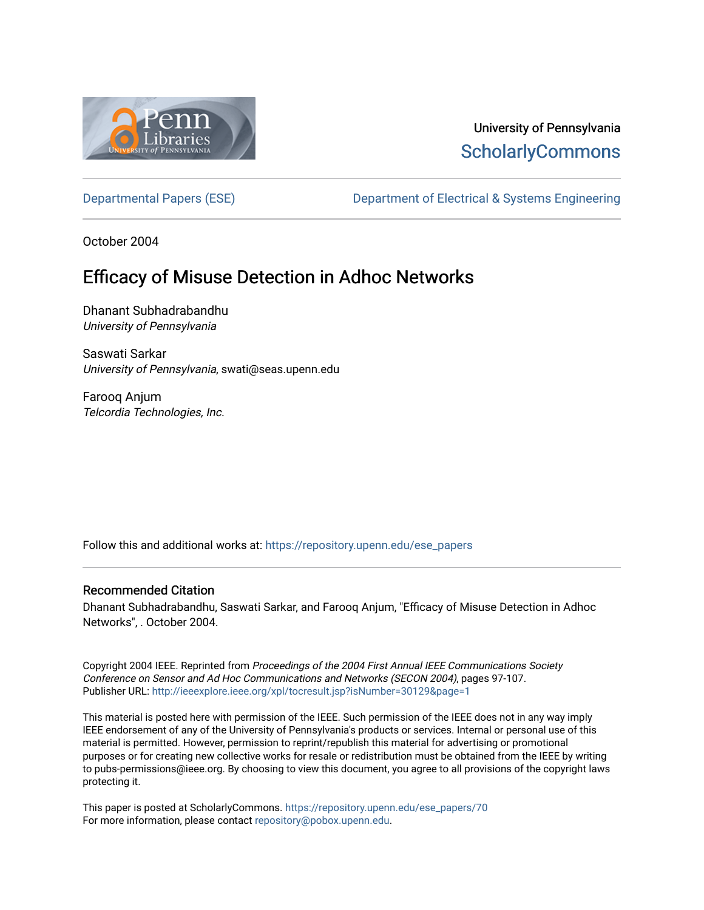University of Pennsylvania
ScholarlyCommons

Departmental Papers (ESE) | Department of Electrical & Systems Engineering

October 2004

# Efficacy of Misuse Detection in Adhoc Networks

Dhanant Subhadrabandhu
*University of Pennsylvania*

Saswati Sarkar
*University of Pennsylvania*, swati@seas.upenn.edu

Farooq Anjum
*Telcordia Technologies, Inc.*

Follow this and additional works at: https://repository.upenn.edu/ese_papers

## Recommended Citation

Dhanant Subhadrabandhu, Saswati Sarkar, and Farooq Anjum, "Efficacy of Misuse Detection in Adhoc Networks", . October 2004.

Copyright 2004 IEEE. Reprinted from *Proceedings of the 2004 First Annual IEEE Communications Society Conference on Sensor and Ad Hoc Communications and Networks (SECON 2004)*, pages 97-107.
Publisher URL: http://ieeexplore.ieee.org/xpl/tocresult.jsp?isNumber=30129&page=1

This material is posted here with permission of the IEEE. Such permission of the IEEE does not in any way imply IEEE endorsement of any of the University of Pennsylvania's products or services. Internal or personal use of this material is permitted. However, permission to reprint/republish this material for advertising or promotional purposes or for creating new collective works for resale or redistribution must be obtained from the IEEE by writing to pubs-permissions@ieee.org. By choosing to view this document, you agree to all provisions of the copyright laws protecting it.

This paper is posted at ScholarlyCommons. https://repository.upenn.edu/ese_papers/70
For more information, please contact repository@pobox.upenn.edu.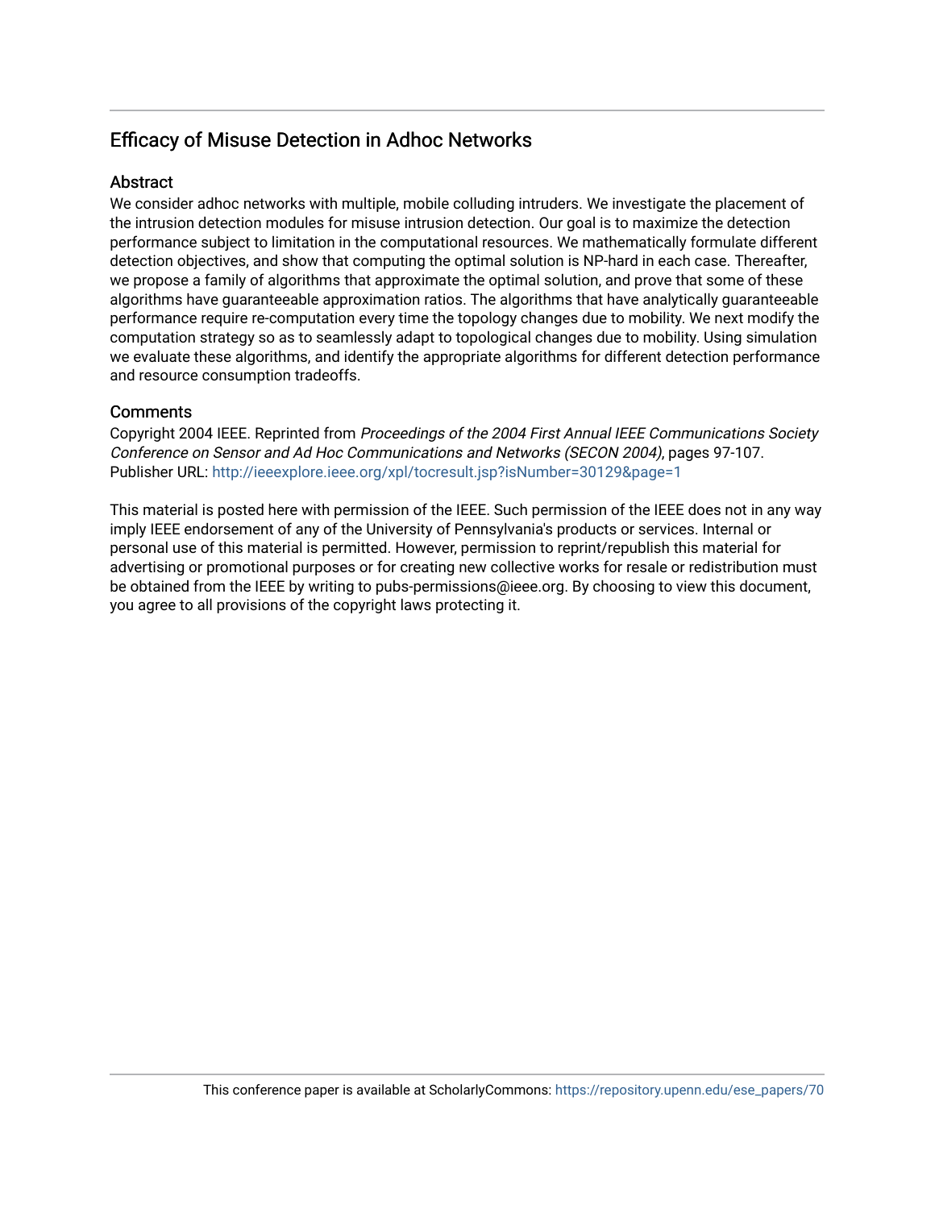# Efficacy of Misuse Detection in Adhoc Networks

## Abstract

We consider adhoc networks with multiple, mobile colluding intruders. We investigate the placement of the intrusion detection modules for misuse intrusion detection. Our goal is to maximize the detection performance subject to limitation in the computational resources. We mathematically formulate different detection objectives, and show that computing the optimal solution is NP-hard in each case. Thereafter, we propose a family of algorithms that approximate the optimal solution, and prove that some of these algorithms have guaranteeable approximation ratios. The algorithms that have analytically guaranteeable performance require re-computation every time the topology changes due to mobility. We next modify the computation strategy so as to seamlessly adapt to topological changes due to mobility. Using simulation we evaluate these algorithms, and identify the appropriate algorithms for different detection performance and resource consumption tradeoffs.

## Comments

Copyright 2004 IEEE. Reprinted from *Proceedings of the 2004 First Annual IEEE Communications Society Conference on Sensor and Ad Hoc Communications and Networks (SECON 2004)*, pages 97-107.
Publisher URL: http://ieeexplore.ieee.org/xpl/tocresult.jsp?isNumber=30129&page=1

This material is posted here with permission of the IEEE. Such permission of the IEEE does not in any way imply IEEE endorsement of any of the University of Pennsylvania's products or services. Internal or personal use of this material is permitted. However, permission to reprint/republish this material for advertising or promotional purposes or for creating new collective works for resale or redistribution must be obtained from the IEEE by writing to pubs-permissions@ieee.org. By choosing to view this document, you agree to all provisions of the copyright laws protecting it.

This conference paper is available at ScholarlyCommons: https://repository.upenn.edu/ese_papers/70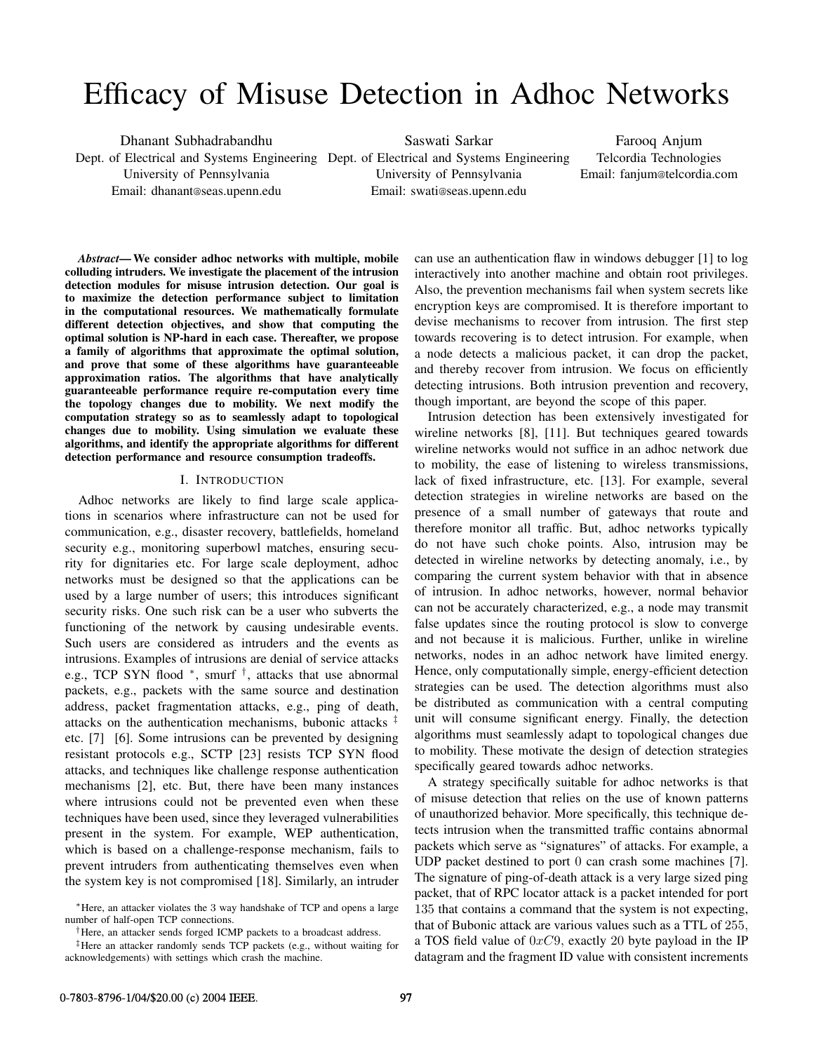# Efficacy of Misuse Detection in Adhoc Networks

Dhanant Subhadrabandhu
Dept. of Electrical and Systems Engineering
University of Pennsylvania
Email: dhanant@seas.upenn.edu

Saswati Sarkar
Dept. of Electrical and Systems Engineering
University of Pennsylvania
Email: swati@seas.upenn.edu

Farooq Anjum
Telcordia Technologies
Email: fanjum@telcordia.com

***Abstract*— We consider adhoc networks with multiple, mobile colluding intruders. We investigate the placement of the intrusion detection modules for misuse intrusion detection. Our goal is to maximize the detection performance subject to limitation in the computational resources. We mathematically formulate different detection objectives, and show that computing the optimal solution is NP-hard in each case. Thereafter, we propose a family of algorithms that approximate the optimal solution, and prove that some of these algorithms have guaranteeable approximation ratios. The algorithms that have analytically guaranteeable performance require re-computation every time the topology changes due to mobility. We next modify the computation strategy so as to seamlessly adapt to topological changes due to mobility. Using simulation we evaluate these algorithms, and identify the appropriate algorithms for different detection performance and resource consumption tradeoffs.**

## I. Introduction

Adhoc networks are likely to find large scale applications in scenarios where infrastructure can not be used for communication, e.g., disaster recovery, battlefields, homeland security e.g., monitoring superbowl matches, ensuring security for dignitaries etc. For large scale deployment, adhoc networks must be designed so that the applications can be used by a large number of users; this introduces significant security risks. One such risk can be a user who subverts the functioning of the network by causing undesirable events. Such users are considered as intruders and the events as intrusions. Examples of intrusions are denial of service attacks e.g., TCP SYN flood *, smurf †, attacks that use abnormal packets, e.g., packets with the same source and destination address, packet fragmentation attacks, e.g., ping of death, attacks on the authentication mechanisms, bubonic attacks ‡ etc. [7] [6]. Some intrusions can be prevented by designing resistant protocols e.g., SCTP [23] resists TCP SYN flood attacks, and techniques like challenge response authentication mechanisms [2], etc. But, there have been many instances where intrusions could not be prevented even when these techniques have been used, since they leveraged vulnerabilities present in the system. For example, WEP authentication, which is based on a challenge-response mechanism, fails to prevent intruders from authenticating themselves even when the system key is not compromised [18]. Similarly, an intruder can use an authentication flaw in windows debugger [1] to log interactively into another machine and obtain root privileges. Also, the prevention mechanisms fail when system secrets like encryption keys are compromised. It is therefore important to devise mechanisms to recover from intrusion. The first step towards recovering is to detect intrusion. For example, when a node detects a malicious packet, it can drop the packet, and thereby recover from intrusion. We focus on efficiently detecting intrusions. Both intrusion prevention and recovery, though important, are beyond the scope of this paper.

Intrusion detection has been extensively investigated for wireline networks [8], [11]. But techniques geared towards wireline networks would not suffice in an adhoc network due to mobility, the ease of listening to wireless transmissions, lack of fixed infrastructure, etc. [13]. For example, several detection strategies in wireline networks are based on the presence of a small number of gateways that route and therefore monitor all traffic. But, adhoc networks typically do not have such choke points. Also, intrusion may be detected in wireline networks by detecting anomaly, i.e., by comparing the current system behavior with that in absence of intrusion. In adhoc networks, however, normal behavior can not be accurately characterized, e.g., a node may transmit false updates since the routing protocol is slow to converge and not because it is malicious. Further, unlike in wireline networks, nodes in an adhoc network have limited energy. Hence, only computationally simple, energy-efficient detection strategies can be used. The detection algorithms must also be distributed as communication with a central computing unit will consume significant energy. Finally, the detection algorithms must seamlessly adapt to topological changes due to mobility. These motivate the design of detection strategies specifically geared towards adhoc networks.

A strategy specifically suitable for adhoc networks is that of misuse detection that relies on the use of known patterns of unauthorized behavior. More specifically, this technique detects intrusion when the transmitted traffic contains abnormal packets which serve as "signatures" of attacks. For example, a UDP packet destined to port $0$ can crash some machines [7]. The signature of ping-of-death attack is a very large sized ping packet, that of RPC locator attack is a packet intended for port $135$ that contains a command that the system is not expecting, that of Bubonic attack are various values such as a TTL of $255$, a TOS field value of $0xC9$, exactly $20$ byte payload in the IP datagram and the fragment ID value with consistent increments

*Here, an attacker violates the 3 way handshake of TCP and opens a large number of half-open TCP connections.

†Here, an attacker sends forged ICMP packets to a broadcast address.

‡Here an attacker randomly sends TCP packets (e.g., without waiting for acknowledgements) with settings which crash the machine.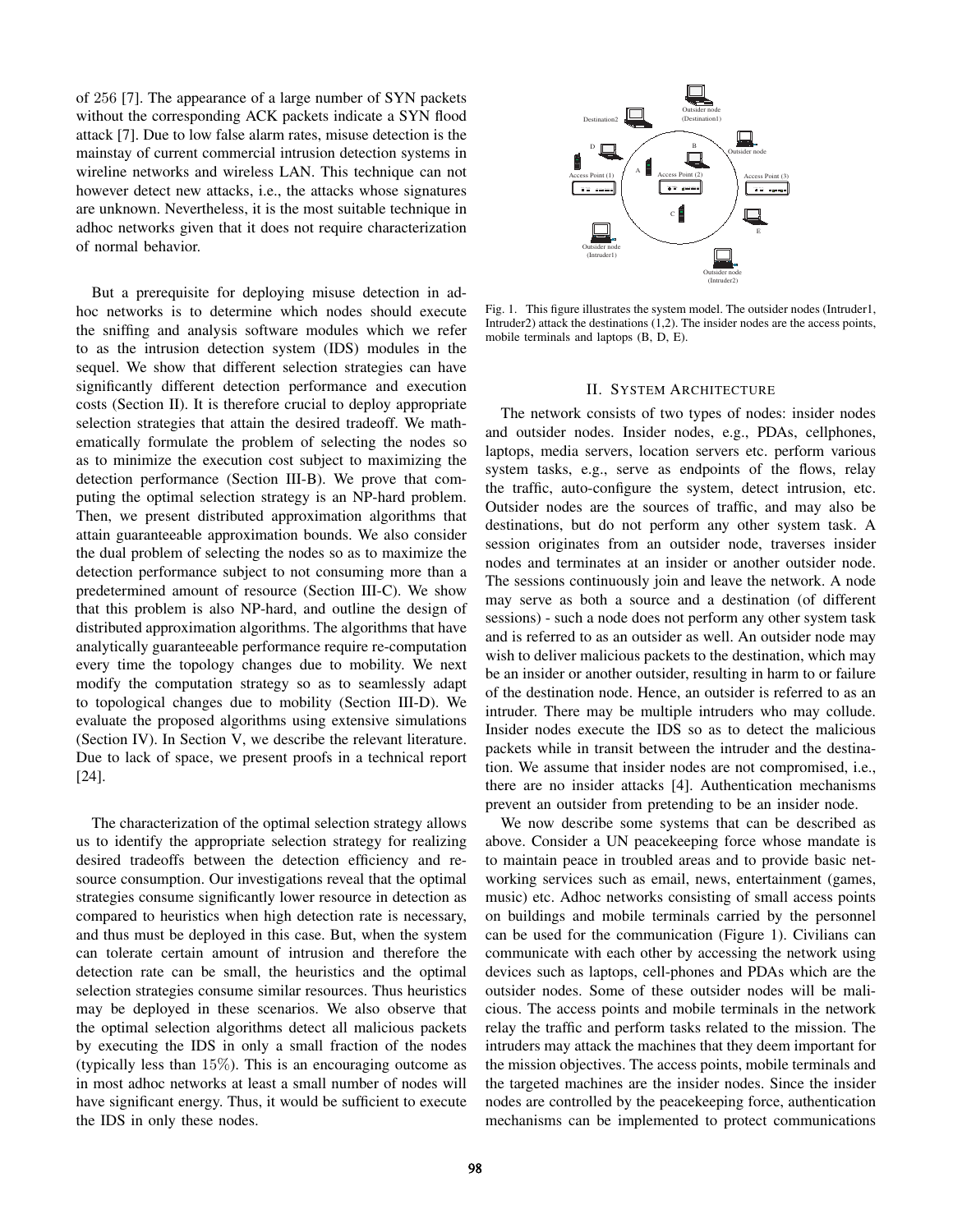of 256 [7]. The appearance of a large number of SYN packets without the corresponding ACK packets indicate a SYN flood attack [7]. Due to low false alarm rates, misuse detection is the mainstay of current commercial intrusion detection systems in wireline networks and wireless LAN. This technique can not however detect new attacks, i.e., the attacks whose signatures are unknown. Nevertheless, it is the most suitable technique in adhoc networks given that it does not require characterization of normal behavior.

But a prerequisite for deploying misuse detection in adhoc networks is to determine which nodes should execute the sniffing and analysis software modules which we refer to as the intrusion detection system (IDS) modules in the sequel. We show that different selection strategies can have significantly different detection performance and execution costs (Section II). It is therefore crucial to deploy appropriate selection strategies that attain the desired tradeoff. We mathematically formulate the problem of selecting the nodes so as to minimize the execution cost subject to maximizing the detection performance (Section III-B). We prove that computing the optimal selection strategy is an NP-hard problem. Then, we present distributed approximation algorithms that attain guaranteeable approximation bounds. We also consider the dual problem of selecting the nodes so as to maximize the detection performance subject to not consuming more than a predetermined amount of resource (Section III-C). We show that this problem is also NP-hard, and outline the design of distributed approximation algorithms. The algorithms that have analytically guaranteeable performance require re-computation every time the topology changes due to mobility. We next modify the computation strategy so as to seamlessly adapt to topological changes due to mobility (Section III-D). We evaluate the proposed algorithms using extensive simulations (Section IV). In Section V, we describe the relevant literature. Due to lack of space, we present proofs in a technical report [24].

The characterization of the optimal selection strategy allows us to identify the appropriate selection strategy for realizing desired tradeoffs between the detection efficiency and resource consumption. Our investigations reveal that the optimal strategies consume significantly lower resource in detection as compared to heuristics when high detection rate is necessary, and thus must be deployed in this case. But, when the system can tolerate certain amount of intrusion and therefore the detection rate can be small, the heuristics and the optimal selection strategies consume similar resources. Thus heuristics may be deployed in these scenarios. We also observe that the optimal selection algorithms detect all malicious packets by executing the IDS in only a small fraction of the nodes (typically less than $15\%$). This is an encouraging outcome as in most adhoc networks at least a small number of nodes will have significant energy. Thus, it would be sufficient to execute the IDS in only these nodes.

Outsider node (Destination1)
Destination2
Outsider node
D
B
A
Access Point (1)
Access Point (2)
Access Point (3)
C
E
Outsider node (Intruder1)
Outsider node (Intruder2)

Fig. 1. This figure illustrates the system model. The outsider nodes (Intruder1, Intruder2) attack the destinations (1,2). The insider nodes are the access points, mobile terminals and laptops (B, D, E).

## II. System Architecture

The network consists of two types of nodes: insider nodes and outsider nodes. Insider nodes, e.g., PDAs, cellphones, laptops, media servers, location servers etc. perform various system tasks, e.g., serve as endpoints of the flows, relay the traffic, auto-configure the system, detect intrusion, etc. Outsider nodes are the sources of traffic, and may also be destinations, but do not perform any other system task. A session originates from an outsider node, traverses insider nodes and terminates at an insider or another outsider node. The sessions continuously join and leave the network. A node may serve as both a source and a destination (of different sessions) - such a node does not perform any other system task and is referred to as an outsider as well. An outsider node may wish to deliver malicious packets to the destination, which may be an insider or another outsider, resulting in harm to or failure of the destination node. Hence, an outsider is referred to as an intruder. There may be multiple intruders who may collude. Insider nodes execute the IDS so as to detect the malicious packets while in transit between the intruder and the destination. We assume that insider nodes are not compromised, i.e., there are no insider attacks [4]. Authentication mechanisms prevent an outsider from pretending to be an insider node.

We now describe some systems that can be described as above. Consider a UN peacekeeping force whose mandate is to maintain peace in troubled areas and to provide basic networking services such as email, news, entertainment (games, music) etc. Adhoc networks consisting of small access points on buildings and mobile terminals carried by the personnel can be used for the communication (Figure 1). Civilians can communicate with each other by accessing the network using devices such as laptops, cell-phones and PDAs which are the outsider nodes. Some of these outsider nodes will be malicious. The access points and mobile terminals in the network relay the traffic and perform tasks related to the mission. The intruders may attack the machines that they deem important for the mission objectives. The access points, mobile terminals and the targeted machines are the insider nodes. Since the insider nodes are controlled by the peacekeeping force, authentication mechanisms can be implemented to protect communications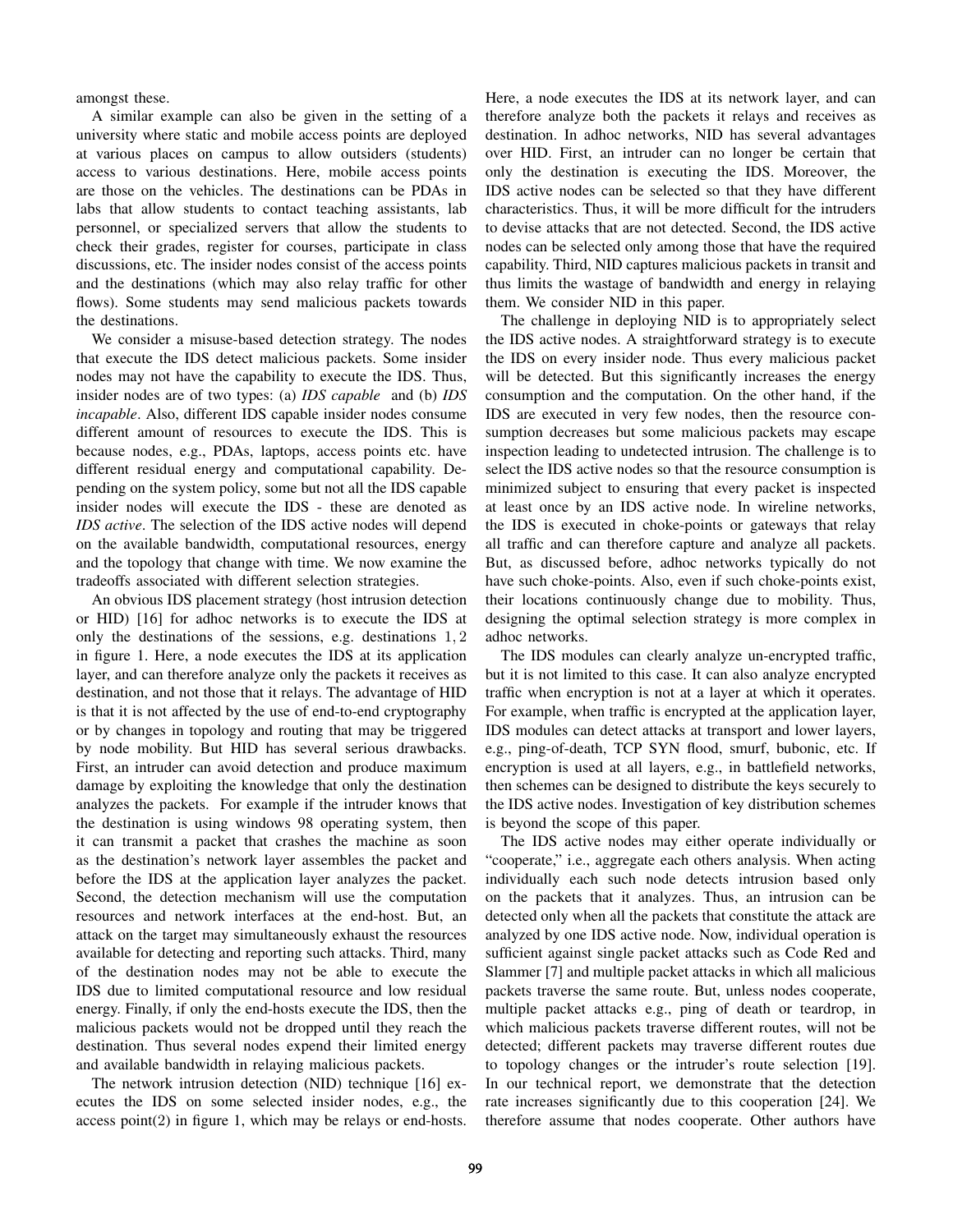amongst these.

A similar example can also be given in the setting of a university where static and mobile access points are deployed at various places on campus to allow outsiders (students) access to various destinations. Here, mobile access points are those on the vehicles. The destinations can be PDAs in labs that allow students to contact teaching assistants, lab personnel, or specialized servers that allow the students to check their grades, register for courses, participate in class discussions, etc. The insider nodes consist of the access points and the destinations (which may also relay traffic for other flows). Some students may send malicious packets towards the destinations.

We consider a misuse-based detection strategy. The nodes that execute the IDS detect malicious packets. Some insider nodes may not have the capability to execute the IDS. Thus, insider nodes are of two types: (a) *IDS capable* and (b) *IDS incapable*. Also, different IDS capable insider nodes consume different amount of resources to execute the IDS. This is because nodes, e.g., PDAs, laptops, access points etc. have different residual energy and computational capability. Depending on the system policy, some but not all the IDS capable insider nodes will execute the IDS - these are denoted as *IDS active*. The selection of the IDS active nodes will depend on the available bandwidth, computational resources, energy and the topology that change with time. We now examine the tradeoffs associated with different selection strategies.

An obvious IDS placement strategy (host intrusion detection or HID) [16] for adhoc networks is to execute the IDS at only the destinations of the sessions, e.g. destinations $1, 2$ in figure 1. Here, a node executes the IDS at its application layer, and can therefore analyze only the packets it receives as destination, and not those that it relays. The advantage of HID is that it is not affected by the use of end-to-end cryptography or by changes in topology and routing that may be triggered by node mobility. But HID has several serious drawbacks. First, an intruder can avoid detection and produce maximum damage by exploiting the knowledge that only the destination analyzes the packets. For example if the intruder knows that the destination is using windows 98 operating system, then it can transmit a packet that crashes the machine as soon as the destination's network layer assembles the packet and before the IDS at the application layer analyzes the packet. Second, the detection mechanism will use the computation resources and network interfaces at the end-host. But, an attack on the target may simultaneously exhaust the resources available for detecting and reporting such attacks. Third, many of the destination nodes may not be able to execute the IDS due to limited computational resource and low residual energy. Finally, if only the end-hosts execute the IDS, then the malicious packets would not be dropped until they reach the destination. Thus several nodes expend their limited energy and available bandwidth in relaying malicious packets.

The network intrusion detection (NID) technique [16] executes the IDS on some selected insider nodes, e.g., the access point(2) in figure 1, which may be relays or end-hosts. Here, a node executes the IDS at its network layer, and can therefore analyze both the packets it relays and receives as destination. In adhoc networks, NID has several advantages over HID. First, an intruder can no longer be certain that only the destination is executing the IDS. Moreover, the IDS active nodes can be selected so that they have different characteristics. Thus, it will be more difficult for the intruders to devise attacks that are not detected. Second, the IDS active nodes can be selected only among those that have the required capability. Third, NID captures malicious packets in transit and thus limits the wastage of bandwidth and energy in relaying them. We consider NID in this paper.

The challenge in deploying NID is to appropriately select the IDS active nodes. A straightforward strategy is to execute the IDS on every insider node. Thus every malicious packet will be detected. But this significantly increases the energy consumption and the computation. On the other hand, if the IDS are executed in very few nodes, then the resource consumption decreases but some malicious packets may escape inspection leading to undetected intrusion. The challenge is to select the IDS active nodes so that the resource consumption is minimized subject to ensuring that every packet is inspected at least once by an IDS active node. In wireline networks, the IDS is executed in choke-points or gateways that relay all traffic and can therefore capture and analyze all packets. But, as discussed before, adhoc networks typically do not have such choke-points. Also, even if such choke-points exist, their locations continuously change due to mobility. Thus, designing the optimal selection strategy is more complex in adhoc networks.

The IDS modules can clearly analyze un-encrypted traffic, but it is not limited to this case. It can also analyze encrypted traffic when encryption is not at a layer at which it operates. For example, when traffic is encrypted at the application layer, IDS modules can detect attacks at transport and lower layers, e.g., ping-of-death, TCP SYN flood, smurf, bubonic, etc. If encryption is used at all layers, e.g., in battlefield networks, then schemes can be designed to distribute the keys securely to the IDS active nodes. Investigation of key distribution schemes is beyond the scope of this paper.

The IDS active nodes may either operate individually or "cooperate," i.e., aggregate each others analysis. When acting individually each such node detects intrusion based only on the packets that it analyzes. Thus, an intrusion can be detected only when all the packets that constitute the attack are analyzed by one IDS active node. Now, individual operation is sufficient against single packet attacks such as Code Red and Slammer [7] and multiple packet attacks in which all malicious packets traverse the same route. But, unless nodes cooperate, multiple packet attacks e.g., ping of death or teardrop, in which malicious packets traverse different routes, will not be detected; different packets may traverse different routes due to topology changes or the intruder's route selection [19]. In our technical report, we demonstrate that the detection rate increases significantly due to this cooperation [24]. We therefore assume that nodes cooperate. Other authors have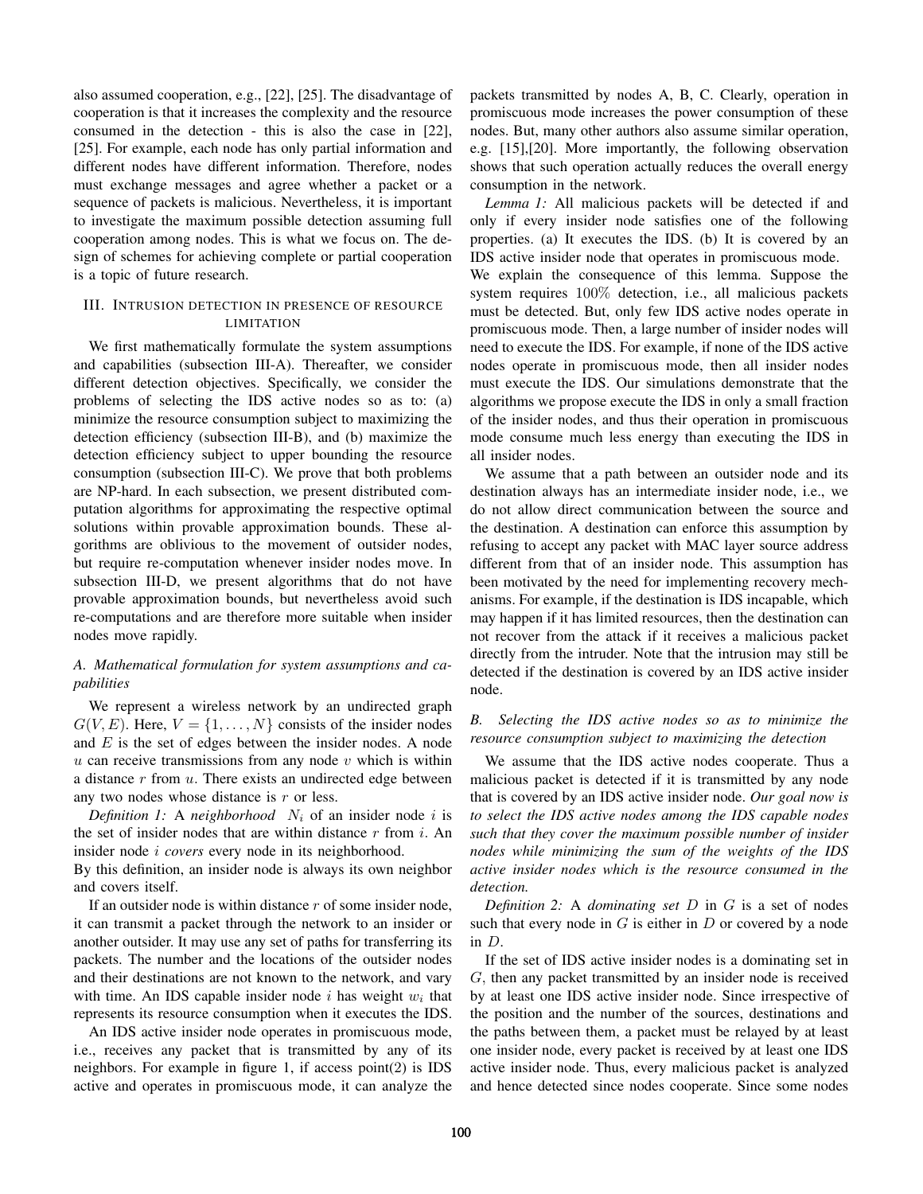also assumed cooperation, e.g., [22], [25]. The disadvantage of cooperation is that it increases the complexity and the resource consumed in the detection - this is also the case in [22], [25]. For example, each node has only partial information and different nodes have different information. Therefore, nodes must exchange messages and agree whether a packet or a sequence of packets is malicious. Nevertheless, it is important to investigate the maximum possible detection assuming full cooperation among nodes. This is what we focus on. The design of schemes for achieving complete or partial cooperation is a topic of future research.

## III. Intrusion detection in presence of resource limitation

We first mathematically formulate the system assumptions and capabilities (subsection III-A). Thereafter, we consider different detection objectives. Specifically, we consider the problems of selecting the IDS active nodes so as to: (a) minimize the resource consumption subject to maximizing the detection efficiency (subsection III-B), and (b) maximize the detection efficiency subject to upper bounding the resource consumption (subsection III-C). We prove that both problems are NP-hard. In each subsection, we present distributed computation algorithms for approximating the respective optimal solutions within provable approximation bounds. These algorithms are oblivious to the movement of outsider nodes, but require re-computation whenever insider nodes move. In subsection III-D, we present algorithms that do not have provable approximation bounds, but nevertheless avoid such re-computations and are therefore more suitable when insider nodes move rapidly.

### A. Mathematical formulation for system assumptions and capabilities

We represent a wireless network by an undirected graph $G(V, E)$. Here, $V = \{1, \ldots, N\}$ consists of the insider nodes and $E$ is the set of edges between the insider nodes. A node $u$ can receive transmissions from any node $v$ which is within a distance $r$ from $u$. There exists an undirected edge between any two nodes whose distance is $r$ or less.

*Definition 1:* A *neighborhood* $N_i$ of an insider node $i$ is the set of insider nodes that are within distance $r$ from $i$. An insider node $i$ *covers* every node in its neighborhood.

By this definition, an insider node is always its own neighbor and covers itself.

If an outsider node is within distance $r$ of some insider node, it can transmit a packet through the network to an insider or another outsider. It may use any set of paths for transferring its packets. The number and the locations of the outsider nodes and their destinations are not known to the network, and vary with time. An IDS capable insider node $i$ has weight $w_i$ that represents its resource consumption when it executes the IDS.

An IDS active insider node operates in promiscuous mode, i.e., receives any packet that is transmitted by any of its neighbors. For example in figure 1, if access point(2) is IDS active and operates in promiscuous mode, it can analyze the packets transmitted by nodes A, B, C. Clearly, operation in promiscuous mode increases the power consumption of these nodes. But, many other authors also assume similar operation, e.g. [15],[20]. More importantly, the following observation shows that such operation actually reduces the overall energy consumption in the network.

*Lemma 1:* All malicious packets will be detected if and only if every insider node satisfies one of the following properties. (a) It executes the IDS. (b) It is covered by an IDS active insider node that operates in promiscuous mode.

We explain the consequence of this lemma. Suppose the system requires $100\%$ detection, i.e., all malicious packets must be detected. But, only few IDS active nodes operate in promiscuous mode. Then, a large number of insider nodes will need to execute the IDS. For example, if none of the IDS active nodes operate in promiscuous mode, then all insider nodes must execute the IDS. Our simulations demonstrate that the algorithms we propose execute the IDS in only a small fraction of the insider nodes, and thus their operation in promiscuous mode consume much less energy than executing the IDS in all insider nodes.

We assume that a path between an outsider node and its destination always has an intermediate insider node, i.e., we do not allow direct communication between the source and the destination. A destination can enforce this assumption by refusing to accept any packet with MAC layer source address different from that of an insider node. This assumption has been motivated by the need for implementing recovery mechanisms. For example, if the destination is IDS incapable, which may happen if it has limited resources, then the destination can not recover from the attack if it receives a malicious packet directly from the intruder. Note that the intrusion may still be detected if the destination is covered by an IDS active insider node.

### B. Selecting the IDS active nodes so as to minimize the resource consumption subject to maximizing the detection

We assume that the IDS active nodes cooperate. Thus a malicious packet is detected if it is transmitted by any node that is covered by an IDS active insider node. *Our goal now is to select the IDS active nodes among the IDS capable nodes such that they cover the maximum possible number of insider nodes while minimizing the sum of the weights of the IDS active insider nodes which is the resource consumed in the detection.*

*Definition 2:* A *dominating set* $D$ in $G$ is a set of nodes such that every node in $G$ is either in $D$ or covered by a node in $D$.

If the set of IDS active insider nodes is a dominating set in $G$, then any packet transmitted by an insider node is received by at least one IDS active insider node. Since irrespective of the position and the number of the sources, destinations and the paths between them, a packet must be relayed by at least one insider node, every packet is received by at least one IDS active insider node. Thus, every malicious packet is analyzed and hence detected since nodes cooperate. Since some nodes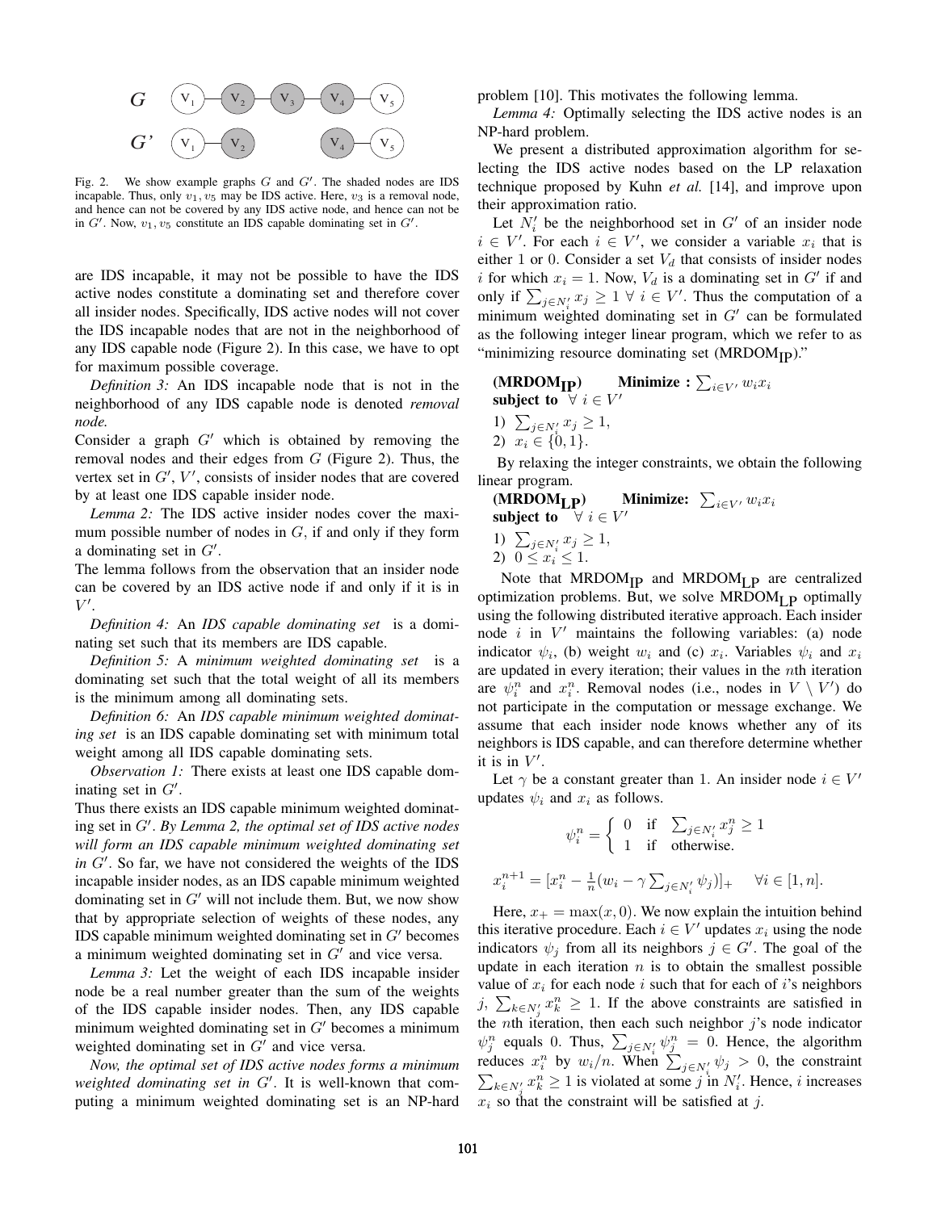Fig. 2. We show example graphs $G$ and $G'$. The shaded nodes are IDS incapable. Thus, only $v_1, v_5$ may be IDS active. Here, $v_3$ is a removal node, and hence can not be covered by any IDS active node, and hence can not be in $G'$. Now, $v_1, v_5$ constitute an IDS capable dominating set in $G'$.

are IDS incapable, it may not be possible to have the IDS active nodes constitute a dominating set and therefore cover all insider nodes. Specifically, IDS active nodes will not cover the IDS incapable nodes that are not in the neighborhood of any IDS capable node (Figure 2). In this case, we have to opt for maximum possible coverage.

*Definition 3:* An IDS incapable node that is not in the neighborhood of any IDS capable node is denoted *removal node.*

Consider a graph $G'$ which is obtained by removing the removal nodes and their edges from $G$ (Figure 2). Thus, the vertex set in $G'$, $V'$, consists of insider nodes that are covered by at least one IDS capable insider node.

*Lemma 2:* The IDS active insider nodes cover the maximum possible number of nodes in $G$, if and only if they form a dominating set in $G'$.

The lemma follows from the observation that an insider node can be covered by an IDS active node if and only if it is in $V'$.

*Definition 4:* An *IDS capable dominating set* is a dominating set such that its members are IDS capable.

*Definition 5:* A *minimum weighted dominating set* is a dominating set such that the total weight of all its members is the minimum among all dominating sets.

*Definition 6:* An *IDS capable minimum weighted dominating set* is an IDS capable dominating set with minimum total weight among all IDS capable dominating sets.

*Observation 1:* There exists at least one IDS capable dominating set in $G'$.

Thus there exists an IDS capable minimum weighted dominating set in $G'$. *By Lemma 2, the optimal set of IDS active nodes will form an IDS capable minimum weighted dominating set in $G'$.* So far, we have not considered the weights of the IDS incapable insider nodes, as an IDS capable minimum weighted dominating set in $G'$ will not include them. But, we now show that by appropriate selection of weights of these nodes, any IDS capable minimum weighted dominating set in $G'$ becomes a minimum weighted dominating set in $G'$ and vice versa.

*Lemma 3:* Let the weight of each IDS incapable insider node be a real number greater than the sum of the weights of the IDS capable insider nodes. Then, any IDS capable minimum weighted dominating set in $G'$ becomes a minimum weighted dominating set in $G'$ and vice versa.

*Now, the optimal set of IDS active nodes forms a minimum weighted dominating set in $G'$.* It is well-known that computing a minimum weighted dominating set is an NP-hard problem [10]. This motivates the following lemma.

*Lemma 4:* Optimally selecting the IDS active nodes is an NP-hard problem.

We present a distributed approximation algorithm for selecting the IDS active nodes based on the LP relaxation technique proposed by Kuhn *et al.* [14], and improve upon their approximation ratio.

Let $N_i'$ be the neighborhood set in $G'$ of an insider node $i \in V'$. For each $i \in V'$, we consider a variable $x_i$ that is either 1 or 0. Consider a set $V_d$ that consists of insider nodes $i$ for which $x_i = 1$. Now, $V_d$ is a dominating set in $G'$ if and only if $\sum_{j \in N_i'} x_j \geq 1 \; \forall \; i \in V'$. Thus the computation of a minimum weighted dominating set in $G'$ can be formulated as the following integer linear program, which we refer to as "minimizing resource dominating set (MRDOM$_{\text{IP}}$)."

**(MRDOM$_{\text{IP}}$)** **Minimize :** $\sum_{i \in V'} w_i x_i$
**subject to** $\forall \; i \in V'$

1) $\sum_{j \in N_i'} x_j \geq 1$,
2) $x_i \in \{0, 1\}$.

By relaxing the integer constraints, we obtain the following linear program.

**(MRDOM$_{\text{LP}}$)** **Minimize:** $\sum_{i \in V'} w_i x_i$
**subject to** $\forall \; i \in V'$

1) $\sum_{j \in N_i'} x_j \geq 1$,
2) $0 \leq x_i \leq 1$.

Note that MRDOM$_{\text{IP}}$ and MRDOM$_{\text{LP}}$ are centralized optimization problems. But, we solve MRDOM$_{\text{LP}}$ optimally using the following distributed iterative approach. Each insider node $i$ in $V'$ maintains the following variables: (a) node indicator $\psi_i$, (b) weight $w_i$ and (c) $x_i$. Variables $\psi_i$ and $x_i$ are updated in every iteration; their values in the $n$th iteration are $\psi_i^n$ and $x_i^n$. Removal nodes (i.e., nodes in $V \setminus V'$) do not participate in the computation or message exchange. We assume that each insider node knows whether any of its neighbors is IDS capable, and can therefore determine whether it is in $V'$.

Let $\gamma$ be a constant greater than 1. An insider node $i \in V'$ updates $\psi_i$ and $x_i$ as follows.

$$\psi_i^n = \begin{cases} 0 & \text{if} \quad \sum_{j \in N_i'} x_j^n \geq 1 \\ 1 & \text{if} \quad \text{otherwise.} \end{cases}$$

$$x_i^{n+1} = [x_i^n - \tfrac{1}{n}(w_i - \gamma \textstyle\sum_{j \in N_i'} \psi_j)]_+ \quad \forall i \in [1, n].$$

Here, $x_+ = \max(x, 0)$. We now explain the intuition behind this iterative procedure. Each $i \in V'$ updates $x_i$ using the node indicators $\psi_j$ from all its neighbors $j \in G'$. The goal of the update in each iteration $n$ is to obtain the smallest possible value of $x_i$ for each node $i$ such that for each of $i$'s neighbors $j$, $\sum_{k \in N_j'} x_k^n \geq 1$. If the above constraints are satisfied in the $n$th iteration, then each such neighbor $j$'s node indicator $\psi_j^n$ equals 0. Thus, $\sum_{j \in N_i'} \psi_j^n = 0$. Hence, the algorithm reduces $x_i^n$ by $w_i/n$. When $\sum_{j \in N_i'} \psi_j > 0$, the constraint $\sum_{k \in N_j'} x_k^n \geq 1$ is violated at some $j$ in $N_i'$. Hence, $i$ increases $x_i$ so that the constraint will be satisfied at $j$.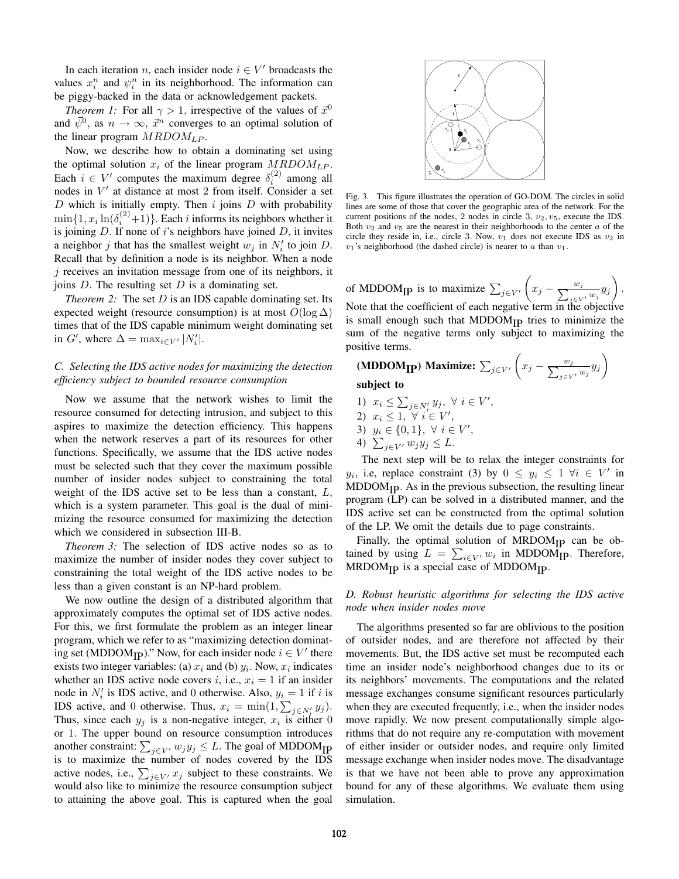In each iteration $n$, each insider node $i \in V'$ broadcasts the values $x_i^n$ and $\psi_i^n$ in its neighborhood. The information can be piggy-backed in the data or acknowledgement packets.

*Theorem 1:* For all $\gamma > 1$, irrespective of the values of $\vec{x}^0$ and $\vec{\psi}^0$, as $n \to \infty$, $\vec{x}^n$ converges to an optimal solution of the linear program $MRDOM_{LP}$.

Now, we describe how to obtain a dominating set using the optimal solution $x_i$ of the linear program $MRDOM_{LP}$. Each $i \in V'$ computes the maximum degree $\delta_i^{(2)}$ among all nodes in $V'$ at distance at most 2 from itself. Consider a set $D$ which is initially empty. Then $i$ joins $D$ with probability $\min\{1, x_i \ln(\delta_i^{(2)}+1)\}$. Each $i$ informs its neighbors whether it is joining $D$. If none of $i$'s neighbors have joined $D$, it invites a neighbor $j$ that has the smallest weight $w_j$ in $N_i'$ to join $D$. Recall that by definition a node is its neighbor. When a node $j$ receives an invitation message from one of its neighbors, it joins $D$. The resulting set $D$ is a dominating set.

*Theorem 2:* The set $D$ is an IDS capable dominating set. Its expected weight (resource consumption) is at most $O(\log \Delta)$ times that of the IDS capable minimum weight dominating set in $G'$, where $\Delta = \max_{i \in V'} |N_i'|$.

### C. Selecting the IDS active nodes for maximizing the detection efficiency subject to bounded resource consumption

Now we assume that the network wishes to limit the resource consumed for detecting intrusion, and subject to this aspires to maximize the detection efficiency. This happens when the network reserves a part of its resources for other functions. Specifically, we assume that the IDS active nodes must be selected such that they cover the maximum possible number of insider nodes subject to constraining the total weight of the IDS active set to be less than a constant, $L$, which is a system parameter. This goal is the dual of minimizing the resource consumed for maximizing the detection which we considered in subsection III-B.

*Theorem 3:* The selection of IDS active nodes so as to maximize the number of insider nodes they cover subject to constraining the total weight of the IDS active nodes to be less than a given constant is an NP-hard problem.

We now outline the design of a distributed algorithm that approximately computes the optimal set of IDS active nodes. For this, we first formulate the problem as an integer linear program, which we refer to as "maximizing detection dominating set (MDDOM$_{\text{IP}}$)." Now, for each insider node $i \in V'$ there exists two integer variables: (a) $x_i$ and (b) $y_i$. Now, $x_i$ indicates whether an IDS active node covers $i$, i.e., $x_i = 1$ if an insider node in $N_i'$ is IDS active, and 0 otherwise. Also, $y_i = 1$ if $i$ is IDS active, and 0 otherwise. Thus, $x_i = \min(1, \sum_{j \in N_i'} y_j)$. Thus, since each $y_j$ is a non-negative integer, $x_i$ is either 0 or 1. The upper bound on resource consumption introduces another constraint: $\sum_{j \in V'} w_j y_j \leq L$. The goal of MDDOM$_{\text{IP}}$ is to maximize the number of nodes covered by the IDS active nodes, i.e., $\sum_{j \in V'} x_j$ subject to these constraints. We would also like to minimize the resource consumption subject to attaining the above goal. This is captured when the goal of MDDOM$_{\text{IP}}$ is to maximize $\sum_{j \in V'} \left( x_j - \frac{w_j}{\sum_{j \in V'} w_j} y_j \right)$. Note that the coefficient of each negative term in the objective is small enough such that MDDOM$_{\text{IP}}$ tries to minimize the sum of the negative terms only subject to maximizing the positive terms.

Fig. 3. This figure illustrates the operation of GO-DOM. The circles in solid lines are some of those that cover the geographic area of the network. For the current positions of the nodes, 2 nodes in circle 3, $v_2, v_5$, execute the IDS. Both $v_2$ and $v_5$ are the nearest in their neighborhoods to the center $a$ of the circle they reside in, i.e., circle 3. Now, $v_1$ does not execute IDS as $v_2$ in $v_1$'s neighborhood (the dashed circle) is nearer to $a$ than $v_1$.

**(MDDOM$_{\text{IP}}$) Maximize:** $\sum_{j \in V'} \left( x_j - \frac{w_j}{\sum_{j \in V'} w_j} y_j \right)$

**subject to**

1) $x_i \leq \sum_{j \in N_i'} y_j, \ \forall \ i \in V'$,
2) $x_i \leq 1, \ \forall \ i \in V'$,
3) $y_i \in \{0, 1\}, \ \forall \ i \in V'$,
4) $\sum_{j \in V'} w_j y_j \leq L$.

The next step will be to relax the integer constraints for $y_i$, i.e, replace constraint (3) by $0 \leq y_i \leq 1 \ \forall i \in V'$ in MDDOM$_{\text{IP}}$. As in the previous subsection, the resulting linear program (LP) can be solved in a distributed manner, and the IDS active set can be constructed from the optimal solution of the LP. We omit the details due to page constraints.

Finally, the optimal solution of MRDOM$_{\text{IP}}$ can be obtained by using $L = \sum_{i \in V'} w_i$ in MDDOM$_{\text{IP}}$. Therefore, MRDOM$_{\text{IP}}$ is a special case of MDDOM$_{\text{IP}}$.

### D. Robust heuristic algorithms for selecting the IDS active node when insider nodes move

The algorithms presented so far are oblivious to the position of outsider nodes, and are therefore not affected by their movements. But, the IDS active set must be recomputed each time an insider node's neighborhood changes due to its or its neighbors' movements. The computations and the related message exchanges consume significant resources particularly when they are executed frequently, i.e., when the insider nodes move rapidly. We now present computationally simple algorithms that do not require any re-computation with movement of either insider or outsider nodes, and require only limited message exchange when insider nodes move. The disadvantage is that we have not been able to prove any approximation bound for any of these algorithms. We evaluate them using simulation.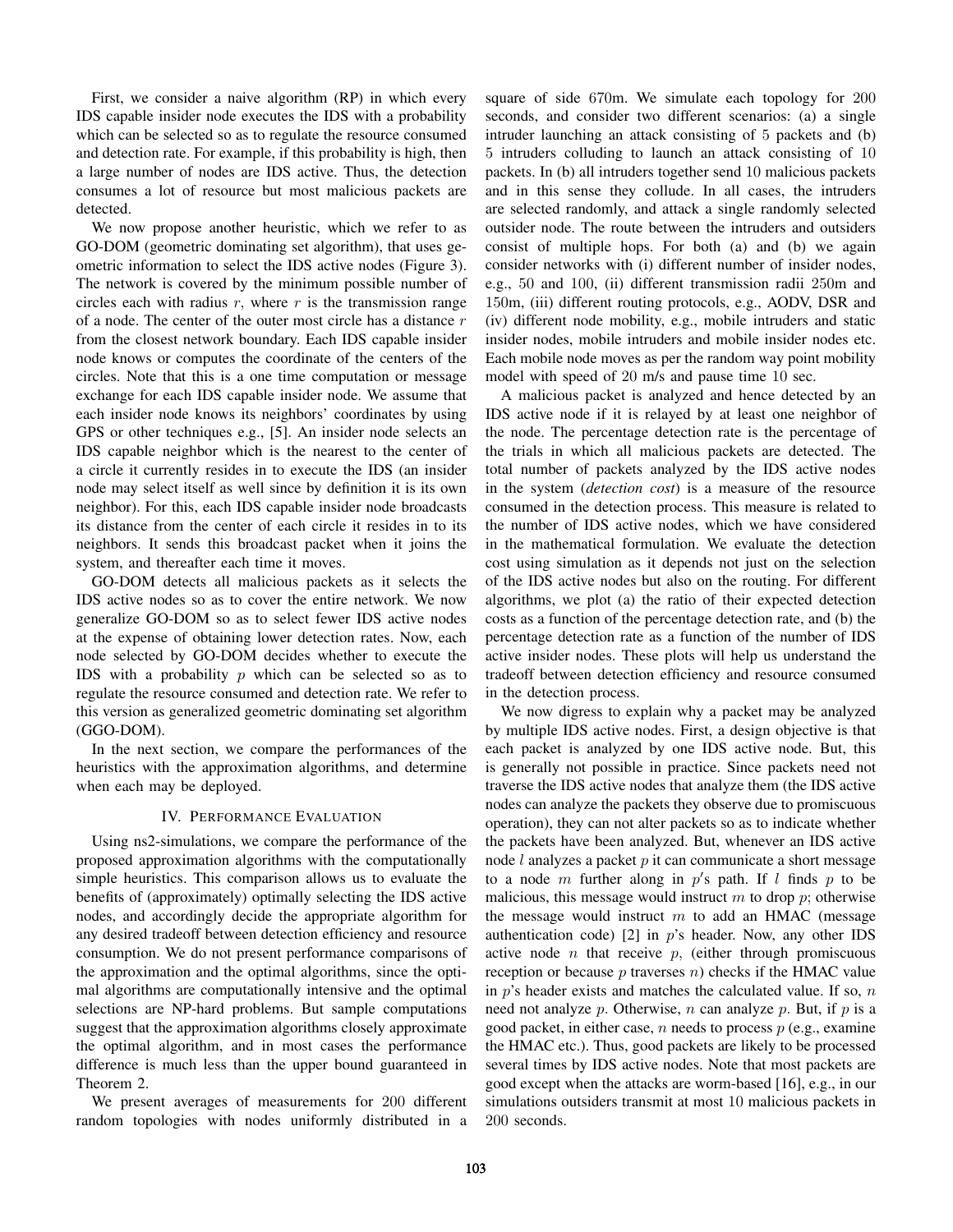First, we consider a naive algorithm (RP) in which every IDS capable insider node executes the IDS with a probability which can be selected so as to regulate the resource consumed and detection rate. For example, if this probability is high, then a large number of nodes are IDS active. Thus, the detection consumes a lot of resource but most malicious packets are detected.

We now propose another heuristic, which we refer to as GO-DOM (geometric dominating set algorithm), that uses geometric information to select the IDS active nodes (Figure 3). The network is covered by the minimum possible number of circles each with radius $r$, where $r$ is the transmission range of a node. The center of the outer most circle has a distance $r$ from the closest network boundary. Each IDS capable insider node knows or computes the coordinate of the centers of the circles. Note that this is a one time computation or message exchange for each IDS capable insider node. We assume that each insider node knows its neighbors' coordinates by using GPS or other techniques e.g., [5]. An insider node selects an IDS capable neighbor which is the nearest to the center of a circle it currently resides in to execute the IDS (an insider node may select itself as well since by definition it is its own neighbor). For this, each IDS capable insider node broadcasts its distance from the center of each circle it resides in to its neighbors. It sends this broadcast packet when it joins the system, and thereafter each time it moves.

GO-DOM detects all malicious packets as it selects the IDS active nodes so as to cover the entire network. We now generalize GO-DOM so as to select fewer IDS active nodes at the expense of obtaining lower detection rates. Now, each node selected by GO-DOM decides whether to execute the IDS with a probability $p$ which can be selected so as to regulate the resource consumed and detection rate. We refer to this version as generalized geometric dominating set algorithm (GGO-DOM).

In the next section, we compare the performances of the heuristics with the approximation algorithms, and determine when each may be deployed.

## IV. Performance Evaluation

Using ns2-simulations, we compare the performance of the proposed approximation algorithms with the computationally simple heuristics. This comparison allows us to evaluate the benefits of (approximately) optimally selecting the IDS active nodes, and accordingly decide the appropriate algorithm for any desired tradeoff between detection efficiency and resource consumption. We do not present performance comparisons of the approximation and the optimal algorithms, since the optimal algorithms are computationally intensive and the optimal selections are NP-hard problems. But sample computations suggest that the approximation algorithms closely approximate the optimal algorithm, and in most cases the performance difference is much less than the upper bound guaranteed in Theorem 2.

We present averages of measurements for 200 different random topologies with nodes uniformly distributed in a square of side 670m. We simulate each topology for 200 seconds, and consider two different scenarios: (a) a single intruder launching an attack consisting of 5 packets and (b) 5 intruders colluding to launch an attack consisting of 10 packets. In (b) all intruders together send 10 malicious packets and in this sense they collude. In all cases, the intruders are selected randomly, and attack a single randomly selected outsider node. The route between the intruders and outsiders consist of multiple hops. For both (a) and (b) we again consider networks with (i) different number of insider nodes, e.g., 50 and 100, (ii) different transmission radii 250m and 150m, (iii) different routing protocols, e.g., AODV, DSR and (iv) different node mobility, e.g., mobile intruders and static insider nodes, mobile intruders and mobile insider nodes etc. Each mobile node moves as per the random way point mobility model with speed of 20 m/s and pause time 10 sec.

A malicious packet is analyzed and hence detected by an IDS active node if it is relayed by at least one neighbor of the node. The percentage detection rate is the percentage of the trials in which all malicious packets are detected. The total number of packets analyzed by the IDS active nodes in the system (*detection cost*) is a measure of the resource consumed in the detection process. This measure is related to the number of IDS active nodes, which we have considered in the mathematical formulation. We evaluate the detection cost using simulation as it depends not just on the selection of the IDS active nodes but also on the routing. For different algorithms, we plot (a) the ratio of their expected detection costs as a function of the percentage detection rate, and (b) the percentage detection rate as a function of the number of IDS active insider nodes. These plots will help us understand the tradeoff between detection efficiency and resource consumed in the detection process.

We now digress to explain why a packet may be analyzed by multiple IDS active nodes. First, a design objective is that each packet is analyzed by one IDS active node. But, this is generally not possible in practice. Since packets need not traverse the IDS active nodes that analyze them (the IDS active nodes can analyze the packets they observe due to promiscuous operation), they can not alter packets so as to indicate whether the packets have been analyzed. But, whenever an IDS active node $l$ analyzes a packet $p$ it can communicate a short message to a node $m$ further along in $p'$s path. If $l$ finds $p$ to be malicious, this message would instruct $m$ to drop $p$; otherwise the message would instruct $m$ to add an HMAC (message authentication code) [2] in $p$'s header. Now, any other IDS active node $n$ that receive $p$, (either through promiscuous reception or because $p$ traverses $n$) checks if the HMAC value in $p$'s header exists and matches the calculated value. If so, $n$ need not analyze $p$. Otherwise, $n$ can analyze $p$. But, if $p$ is a good packet, in either case, $n$ needs to process $p$ (e.g., examine the HMAC etc.). Thus, good packets are likely to be processed several times by IDS active nodes. Note that most packets are good except when the attacks are worm-based [16], e.g., in our simulations outsiders transmit at most 10 malicious packets in 200 seconds.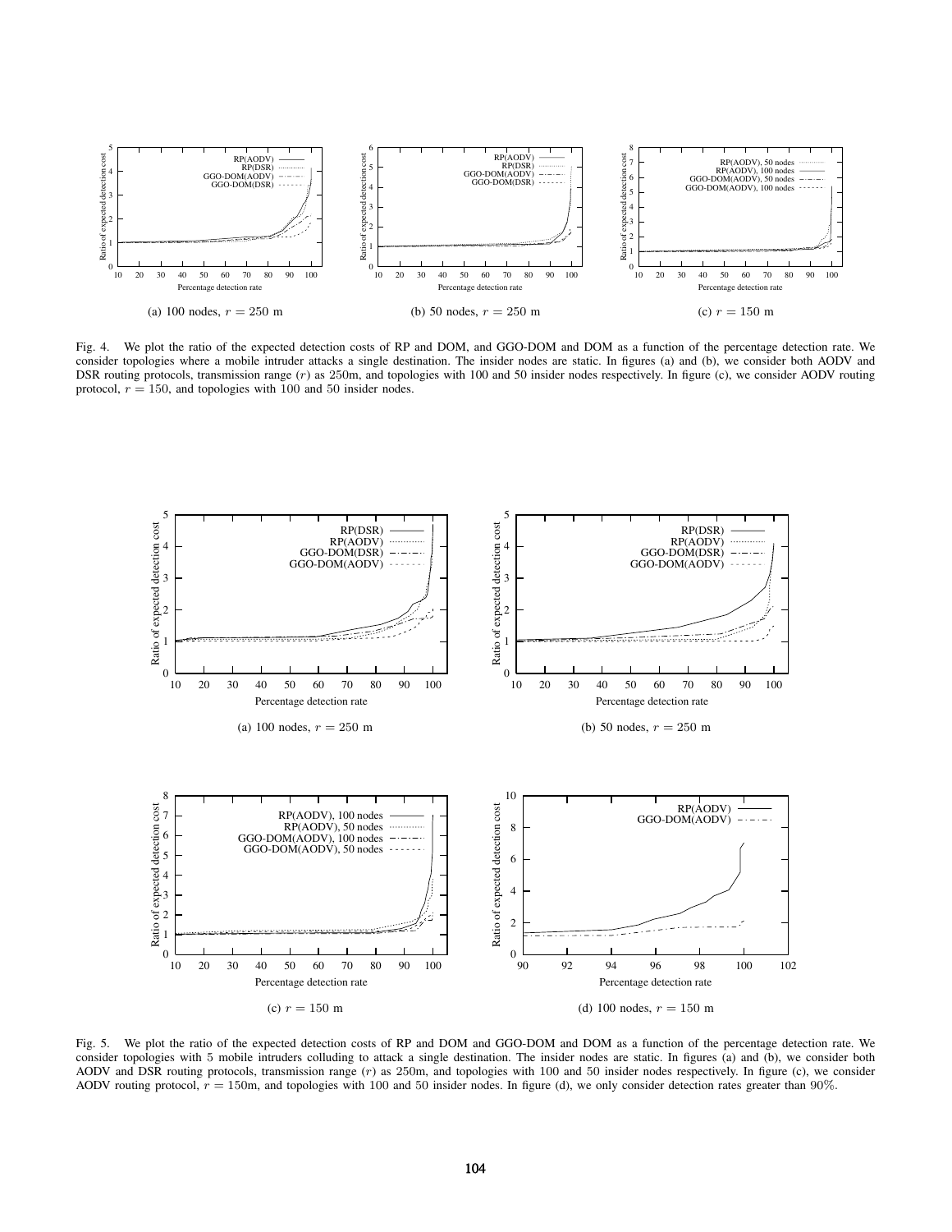(a) 100 nodes, $r = 250$ m

(b) 50 nodes, $r = 250$ m

(c) $r = 150$ m

Fig. 4. We plot the ratio of the expected detection costs of RP and DOM, and GGO-DOM and DOM as a function of the percentage detection rate. We consider topologies where a mobile intruder attacks a single destination. The insider nodes are static. In figures (a) and (b), we consider both AODV and DSR routing protocols, transmission range ($r$) as 250m, and topologies with 100 and 50 insider nodes respectively. In figure (c), we consider AODV routing protocol, $r = 150$, and topologies with 100 and 50 insider nodes.

(a) 100 nodes, $r = 250$ m

(b) 50 nodes, $r = 250$ m

(c) $r = 150$ m

(d) 100 nodes, $r = 150$ m

Fig. 5. We plot the ratio of the expected detection costs of RP and DOM and GGO-DOM and DOM as a function of the percentage detection rate. We consider topologies with 5 mobile intruders colluding to attack a single destination. The insider nodes are static. In figures (a) and (b), we consider both AODV and DSR routing protocols, transmission range ($r$) as 250m, and topologies with 100 and 50 insider nodes respectively. In figure (c), we consider AODV routing protocol, $r = 150$m, and topologies with 100 and 50 insider nodes. In figure (d), we only consider detection rates greater than 90%.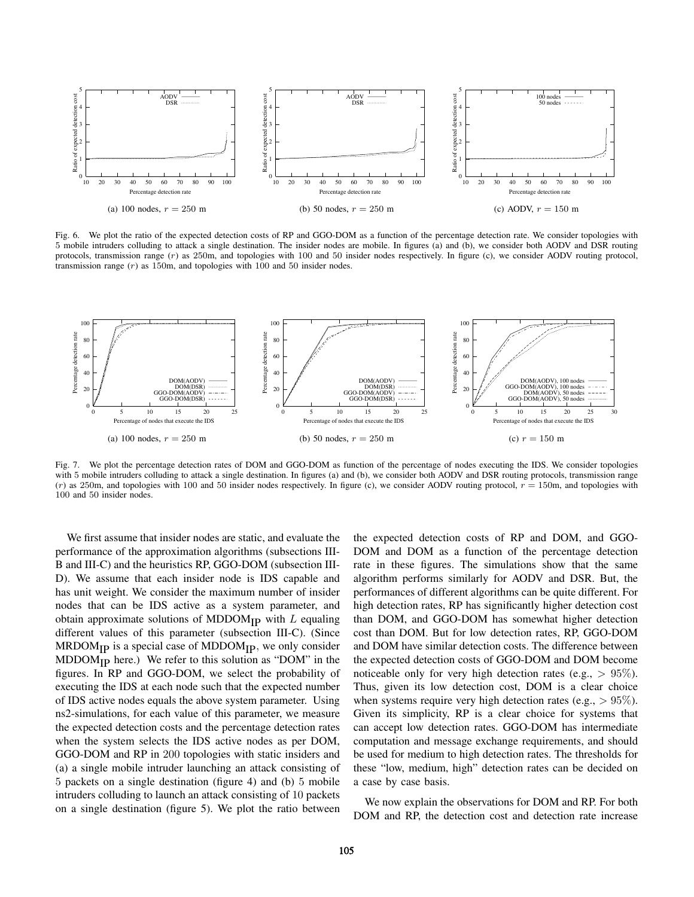(a) 100 nodes, $r = 250$ m

(b) 50 nodes, $r = 250$ m

(c) AODV, $r = 150$ m

Fig. 6. We plot the ratio of the expected detection costs of RP and GGO-DOM as a function of the percentage detection rate. We consider topologies with 5 mobile intruders colluding to attack a single destination. The insider nodes are mobile. In figures (a) and (b), we consider both AODV and DSR routing protocols, transmission range ($r$) as 250m, and topologies with 100 and 50 insider nodes respectively. In figure (c), we consider AODV routing protocol, transmission range ($r$) as 150m, and topologies with 100 and 50 insider nodes.

(a) 100 nodes, $r = 250$ m

(b) 50 nodes, $r = 250$ m

(c) $r = 150$ m

Fig. 7. We plot the percentage detection rates of DOM and GGO-DOM as function of the percentage of nodes executing the IDS. We consider topologies with 5 mobile intruders colluding to attack a single destination. In figures (a) and (b), we consider both AODV and DSR routing protocols, transmission range ($r$) as 250m, and topologies with 100 and 50 insider nodes respectively. In figure (c), we consider AODV routing protocol, $r = 150$m, and topologies with 100 and 50 insider nodes.

We first assume that insider nodes are static, and evaluate the performance of the approximation algorithms (subsections III-B and III-C) and the heuristics RP, GGO-DOM (subsection III-D). We assume that each insider node is IDS capable and has unit weight. We consider the maximum number of insider nodes that can be IDS active as a system parameter, and obtain approximate solutions of $\text{MDDOM}_{\text{IP}}$ with $L$ equaling different values of this parameter (subsection III-C). (Since $\text{MRDOM}_{\text{IP}}$ is a special case of $\text{MDDOM}_{\text{IP}}$, we only consider $\text{MDDOM}_{\text{IP}}$ here.) We refer to this solution as "DOM" in the figures. In RP and GGO-DOM, we select the probability of executing the IDS at each node such that the expected number of IDS active nodes equals the above system parameter. Using ns2-simulations, for each value of this parameter, we measure the expected detection costs and the percentage detection rates when the system selects the IDS active nodes as per DOM, GGO-DOM and RP in 200 topologies with static insiders and (a) a single mobile intruder launching an attack consisting of 5 packets on a single destination (figure 4) and (b) 5 mobile intruders colluding to launch an attack consisting of 10 packets on a single destination (figure 5). We plot the ratio between the expected detection costs of RP and DOM, and GGO-DOM and DOM as a function of the percentage detection rate in these figures. The simulations show that the same algorithm performs similarly for AODV and DSR. But, the performances of different algorithms can be quite different. For high detection rates, RP has significantly higher detection cost than DOM, and GGO-DOM has somewhat higher detection cost than DOM. But for low detection rates, RP, GGO-DOM and DOM have similar detection costs. The difference between the expected detection costs of GGO-DOM and DOM become noticeable only for very high detection rates (e.g., $> 95\%$). Thus, given its low detection cost, DOM is a clear choice when systems require very high detection rates (e.g., $> 95\%$). Given its simplicity, RP is a clear choice for systems that can accept low detection rates. GGO-DOM has intermediate computation and message exchange requirements, and should be used for medium to high detection rates. The thresholds for these "low, medium, high" detection rates can be decided on a case by case basis.

We now explain the observations for DOM and RP. For both DOM and RP, the detection cost and detection rate increase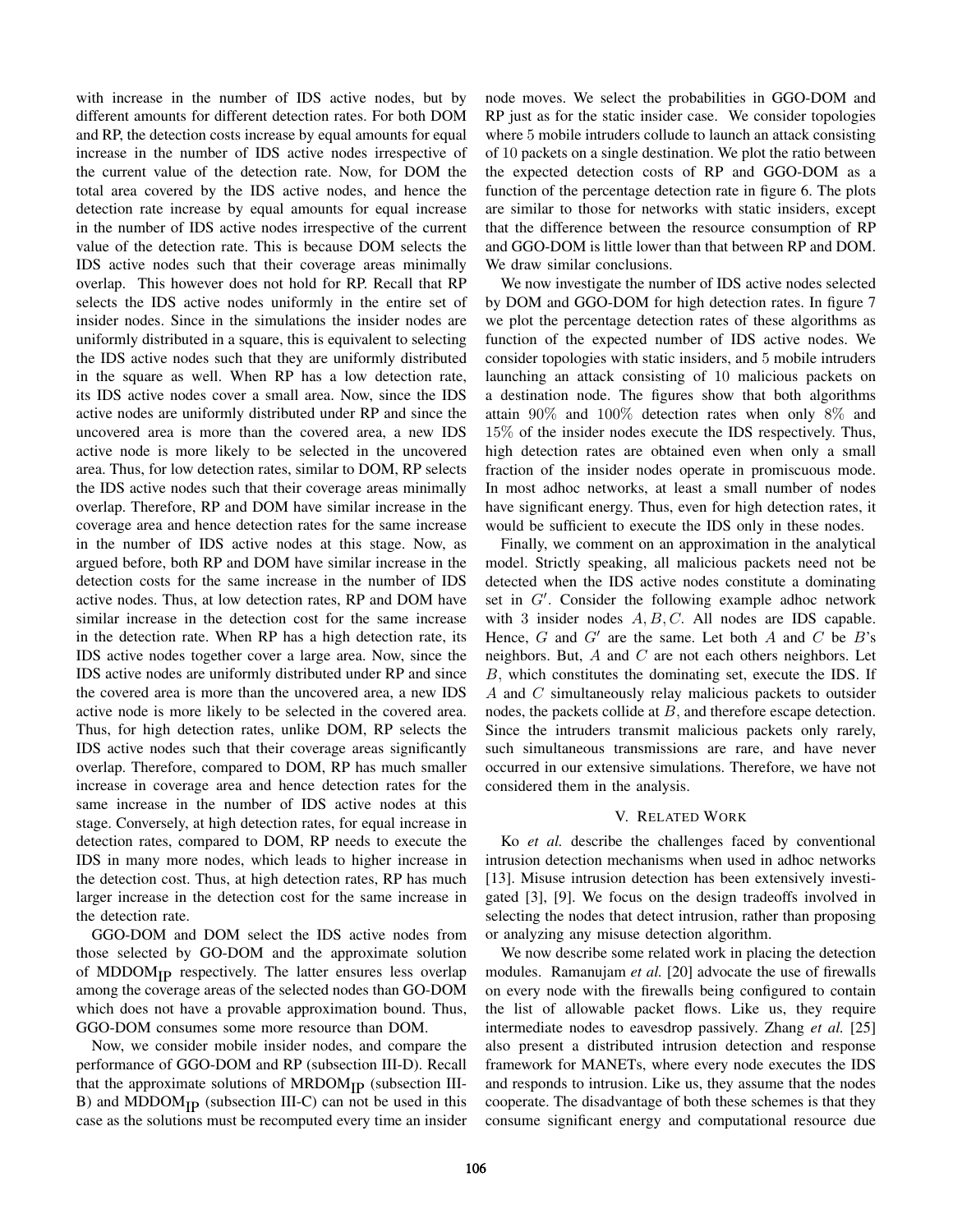with increase in the number of IDS active nodes, but by different amounts for different detection rates. For both DOM and RP, the detection costs increase by equal amounts for equal increase in the number of IDS active nodes irrespective of the current value of the detection rate. Now, for DOM the total area covered by the IDS active nodes, and hence the detection rate increase by equal amounts for equal increase in the number of IDS active nodes irrespective of the current value of the detection rate. This is because DOM selects the IDS active nodes such that their coverage areas minimally overlap. This however does not hold for RP. Recall that RP selects the IDS active nodes uniformly in the entire set of insider nodes. Since in the simulations the insider nodes are uniformly distributed in a square, this is equivalent to selecting the IDS active nodes such that they are uniformly distributed in the square as well. When RP has a low detection rate, its IDS active nodes cover a small area. Now, since the IDS active nodes are uniformly distributed under RP and since the uncovered area is more than the covered area, a new IDS active node is more likely to be selected in the uncovered area. Thus, for low detection rates, similar to DOM, RP selects the IDS active nodes such that their coverage areas minimally overlap. Therefore, RP and DOM have similar increase in the coverage area and hence detection rates for the same increase in the number of IDS active nodes at this stage. Now, as argued before, both RP and DOM have similar increase in the detection costs for the same increase in the number of IDS active nodes. Thus, at low detection rates, RP and DOM have similar increase in the detection cost for the same increase in the detection rate. When RP has a high detection rate, its IDS active nodes together cover a large area. Now, since the IDS active nodes are uniformly distributed under RP and since the covered area is more than the uncovered area, a new IDS active node is more likely to be selected in the covered area. Thus, for high detection rates, unlike DOM, RP selects the IDS active nodes such that their coverage areas significantly overlap. Therefore, compared to DOM, RP has much smaller increase in coverage area and hence detection rates for the same increase in the number of IDS active nodes at this stage. Conversely, at high detection rates, for equal increase in detection rates, compared to DOM, RP needs to execute the IDS in many more nodes, which leads to higher increase in the detection cost. Thus, at high detection rates, RP has much larger increase in the detection cost for the same increase in the detection rate.

GGO-DOM and DOM select the IDS active nodes from those selected by GO-DOM and the approximate solution of $\text{MDDOM}_{\text{IP}}$ respectively. The latter ensures less overlap among the coverage areas of the selected nodes than GO-DOM which does not have a provable approximation bound. Thus, GGO-DOM consumes some more resource than DOM.

Now, we consider mobile insider nodes, and compare the performance of GGO-DOM and RP (subsection III-D). Recall that the approximate solutions of $\text{MRDOM}_{\text{IP}}$ (subsection III-B) and $\text{MDDOM}_{\text{IP}}$ (subsection III-C) can not be used in this case as the solutions must be recomputed every time an insider node moves. We select the probabilities in GGO-DOM and RP just as for the static insider case. We consider topologies where 5 mobile intruders collude to launch an attack consisting of 10 packets on a single destination. We plot the ratio between the expected detection costs of RP and GGO-DOM as a function of the percentage detection rate in figure 6. The plots are similar to those for networks with static insiders, except that the difference between the resource consumption of RP and GGO-DOM is little lower than that between RP and DOM. We draw similar conclusions.

We now investigate the number of IDS active nodes selected by DOM and GGO-DOM for high detection rates. In figure 7 we plot the percentage detection rates of these algorithms as function of the expected number of IDS active nodes. We consider topologies with static insiders, and 5 mobile intruders launching an attack consisting of 10 malicious packets on a destination node. The figures show that both algorithms attain 90% and 100% detection rates when only 8% and 15% of the insider nodes execute the IDS respectively. Thus, high detection rates are obtained even when only a small fraction of the insider nodes operate in promiscuous mode. In most adhoc networks, at least a small number of nodes have significant energy. Thus, even for high detection rates, it would be sufficient to execute the IDS only in these nodes.

Finally, we comment on an approximation in the analytical model. Strictly speaking, all malicious packets need not be detected when the IDS active nodes constitute a dominating set in $G'$. Consider the following example adhoc network with 3 insider nodes $A, B, C$. All nodes are IDS capable. Hence, $G$ and $G'$ are the same. Let both $A$ and $C$ be $B$'s neighbors. But, $A$ and $C$ are not each others neighbors. Let $B$, which constitutes the dominating set, execute the IDS. If $A$ and $C$ simultaneously relay malicious packets to outsider nodes, the packets collide at $B$, and therefore escape detection. Since the intruders transmit malicious packets only rarely, such simultaneous transmissions are rare, and have never occurred in our extensive simulations. Therefore, we have not considered them in the analysis.

## V. Related Work

Ko *et al.* describe the challenges faced by conventional intrusion detection mechanisms when used in adhoc networks [13]. Misuse intrusion detection has been extensively investigated [3], [9]. We focus on the design tradeoffs involved in selecting the nodes that detect intrusion, rather than proposing or analyzing any misuse detection algorithm.

We now describe some related work in placing the detection modules. Ramanujam *et al.* [20] advocate the use of firewalls on every node with the firewalls being configured to contain the list of allowable packet flows. Like us, they require intermediate nodes to eavesdrop passively. Zhang *et al.* [25] also present a distributed intrusion detection and response framework for MANETs, where every node executes the IDS and responds to intrusion. Like us, they assume that the nodes cooperate. The disadvantage of both these schemes is that they consume significant energy and computational resource due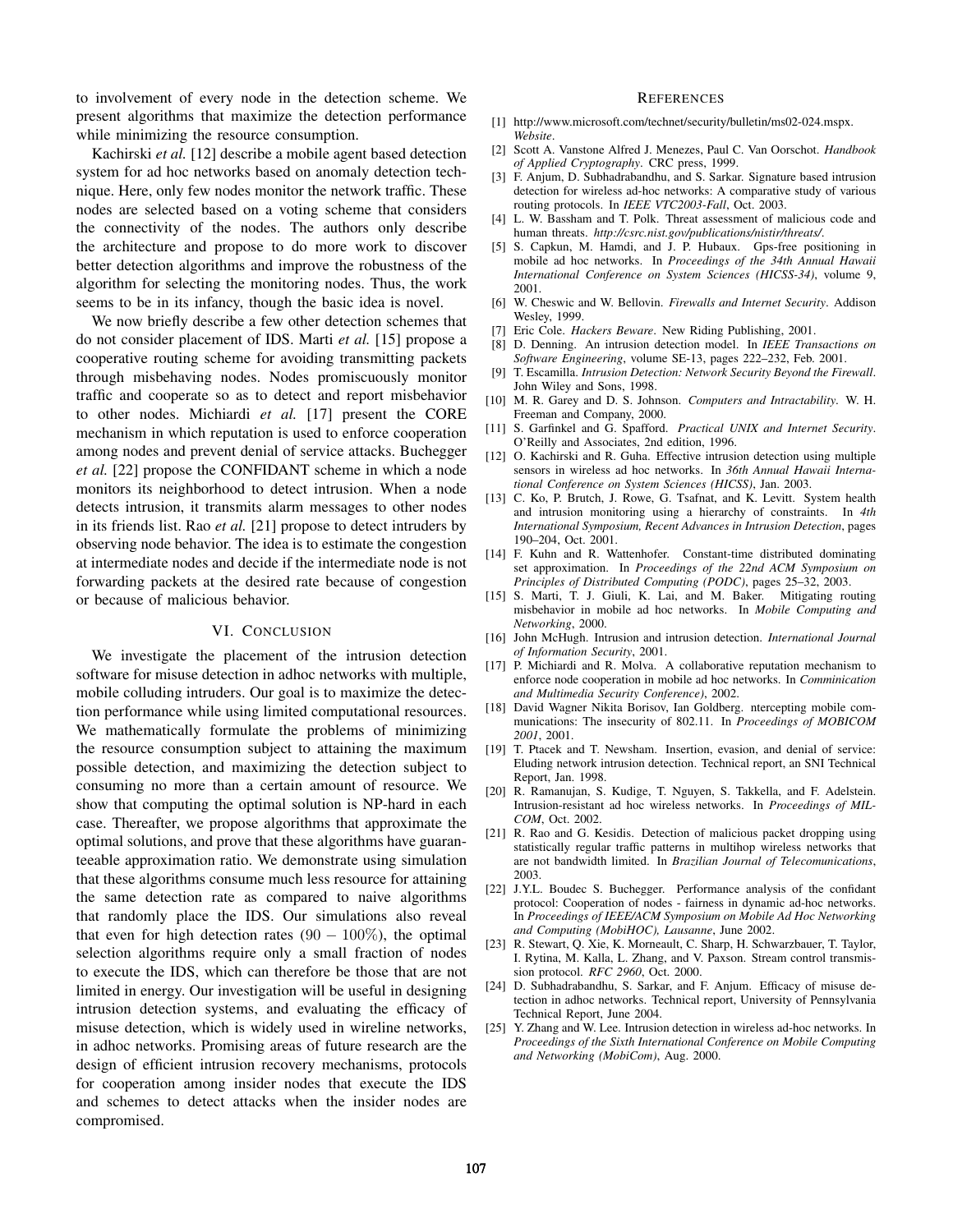to involvement of every node in the detection scheme. We present algorithms that maximize the detection performance while minimizing the resource consumption.

Kachirski *et al.* [12] describe a mobile agent based detection system for ad hoc networks based on anomaly detection technique. Here, only few nodes monitor the network traffic. These nodes are selected based on a voting scheme that considers the connectivity of the nodes. The authors only describe the architecture and propose to do more work to discover better detection algorithms and improve the robustness of the algorithm for selecting the monitoring nodes. Thus, the work seems to be in its infancy, though the basic idea is novel.

We now briefly describe a few other detection schemes that do not consider placement of IDS. Marti *et al.* [15] propose a cooperative routing scheme for avoiding transmitting packets through misbehaving nodes. Nodes promiscuously monitor traffic and cooperate so as to detect and report misbehavior to other nodes. Michiardi *et al.* [17] present the CORE mechanism in which reputation is used to enforce cooperation among nodes and prevent denial of service attacks. Buchegger *et al.* [22] propose the CONFIDANT scheme in which a node monitors its neighborhood to detect intrusion. When a node detects intrusion, it transmits alarm messages to other nodes in its friends list. Rao *et al.* [21] propose to detect intruders by observing node behavior. The idea is to estimate the congestion at intermediate nodes and decide if the intermediate node is not forwarding packets at the desired rate because of congestion or because of malicious behavior.

## VI. Conclusion

We investigate the placement of the intrusion detection software for misuse detection in adhoc networks with multiple, mobile colluding intruders. Our goal is to maximize the detection performance while using limited computational resources. We mathematically formulate the problems of minimizing the resource consumption subject to attaining the maximum possible detection, and maximizing the detection subject to consuming no more than a certain amount of resource. We show that computing the optimal solution is NP-hard in each case. Thereafter, we propose algorithms that approximate the optimal solutions, and prove that these algorithms have guaranteeable approximation ratio. We demonstrate using simulation that these algorithms consume much less resource for attaining the same detection rate as compared to naive algorithms that randomly place the IDS. Our simulations also reveal that even for high detection rates ($90 - 100\%$), the optimal selection algorithms require only a small fraction of nodes to execute the IDS, which can therefore be those that are not limited in energy. Our investigation will be useful in designing intrusion detection systems, and evaluating the efficacy of misuse detection, which is widely used in wireline networks, in adhoc networks. Promising areas of future research are the design of efficient intrusion recovery mechanisms, protocols for cooperation among insider nodes that execute the IDS and schemes to detect attacks when the insider nodes are compromised.

## References

[1] http://www.microsoft.com/technet/security/bulletin/ms02-024.mspx. *Website*.

[2] Scott A. Vanstone Alfred J. Menezes, Paul C. Van Oorschot. *Handbook of Applied Cryptography*. CRC press, 1999.

[3] F. Anjum, D. Subhadrabandhu, and S. Sarkar. Signature based intrusion detection for wireless ad-hoc networks: A comparative study of various routing protocols. In *IEEE VTC2003-Fall*, Oct. 2003.

[4] L. W. Bassham and T. Polk. Threat assessment of malicious code and human threats. *http://csrc.nist.gov/publications/nistir/threats/*.

[5] S. Capkun, M. Hamdi, and J. P. Hubaux. Gps-free positioning in mobile ad hoc networks. In *Proceedings of the 34th Annual Hawaii International Conference on System Sciences (HICSS-34)*, volume 9, 2001.

[6] W. Cheswic and W. Bellovin. *Firewalls and Internet Security*. Addison Wesley, 1999.

[7] Eric Cole. *Hackers Beware*. New Riding Publishing, 2001.

[8] D. Denning. An intrusion detection model. In *IEEE Transactions on Software Engineering*, volume SE-13, pages 222–232, Feb. 2001.

[9] T. Escamilla. *Intrusion Detection: Network Security Beyond the Firewall*. John Wiley and Sons, 1998.

[10] M. R. Garey and D. S. Johnson. *Computers and Intractability*. W. H. Freeman and Company, 2000.

[11] S. Garfinkel and G. Spafford. *Practical UNIX and Internet Security*. O'Reilly and Associates, 2nd edition, 1996.

[12] O. Kachirski and R. Guha. Effective intrusion detection using multiple sensors in wireless ad hoc networks. In *36th Annual Hawaii International Conference on System Sciences (HICSS)*, Jan. 2003.

[13] C. Ko, P. Brutch, J. Rowe, G. Tsafnat, and K. Levitt. System health and intrusion monitoring using a hierarchy of constraints. In *4th International Symposium, Recent Advances in Intrusion Detection*, pages 190–204, Oct. 2001.

[14] F. Kuhn and R. Wattenhofer. Constant-time distributed dominating set approximation. In *Proceedings of the 22nd ACM Symposium on Principles of Distributed Computing (PODC)*, pages 25–32, 2003.

[15] S. Marti, T. J. Giuli, K. Lai, and M. Baker. Mitigating routing misbehavior in mobile ad hoc networks. In *Mobile Computing and Networking*, 2000.

[16] John McHugh. Intrusion and intrusion detection. *International Journal of Information Security*, 2001.

[17] P. Michiardi and R. Molva. A collaborative reputation mechanism to enforce node cooperation in mobile ad hoc networks. In *Comminication and Multimedia Security Conference)*, 2002.

[18] David Wagner Nikita Borisov, Ian Goldberg. ntercepting mobile communications: The insecurity of 802.11. In *Proceedings of MOBICOM 2001*, 2001.

[19] T. Ptacek and T. Newsham. Insertion, evasion, and denial of service: Eluding network intrusion detection. Technical report, an SNI Technical Report, Jan. 1998.

[20] R. Ramanujan, S. Kudige, T. Nguyen, S. Takkella, and F. Adelstein. Intrusion-resistant ad hoc wireless networks. In *Proceedings of MILCOM*, Oct. 2002.

[21] R. Rao and G. Kesidis. Detection of malicious packet dropping using statistically regular traffic patterns in multihop wireless networks that are not bandwidth limited. In *Brazilian Journal of Telecomunications*, 2003.

[22] J.Y.L. Boudec S. Buchegger. Performance analysis of the confidant protocol: Cooperation of nodes - fairness in dynamic ad-hoc networks. In *Proceedings of IEEE/ACM Symposium on Mobile Ad Hoc Networking and Computing (MobiHOC), Lausanne*, June 2002.

[23] R. Stewart, Q. Xie, K. Morneault, C. Sharp, H. Schwarzbauer, T. Taylor, I. Rytina, M. Kalla, L. Zhang, and V. Paxson. Stream control transmission protocol. *RFC 2960*, Oct. 2000.

[24] D. Subhadrabandhu, S. Sarkar, and F. Anjum. Efficacy of misuse detection in adhoc networks. Technical report, University of Pennsylvania Technical Report, June 2004.

[25] Y. Zhang and W. Lee. Intrusion detection in wireless ad-hoc networks. In *Proceedings of the Sixth International Conference on Mobile Computing and Networking (MobiCom)*, Aug. 2000.